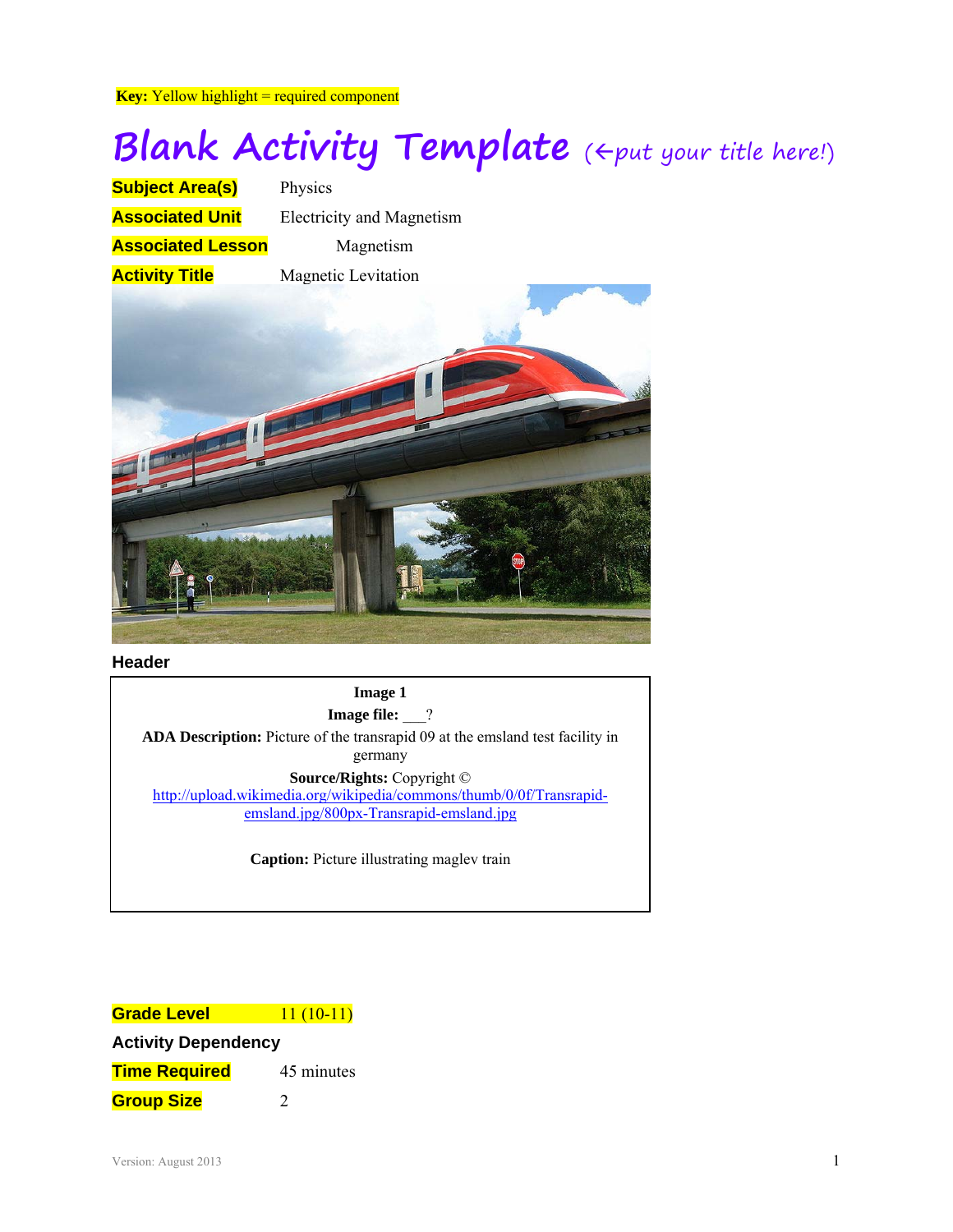**Key:** Yellow highlight = required component

# Blank Activity Template (←put your title here!)

**Subject Area(s)** Physics

**Associated Unit** Electricity and Magnetism

**Associated Lesson** Magnetism

**Activity Title** Magnetic Levitation

**Header**

**Image 1**

**Image file:** ___?

**ADA Description:** Picture of the transrapid 09 at the emsland test facility in germany

**Source/Rights:** Copyright © http://upload.wikimedia.org/wikipedia/commons/thumb/0/0f/Transrapid-emsland.jpg/800px-Transrapid-emsland.jpg

**Caption:** Picture illustrating maglev train

**Grade Level** 11 (10-11)

**Activity Dependency**

**Time Required** 45 minutes

**Group Size** 2

Version: August 2013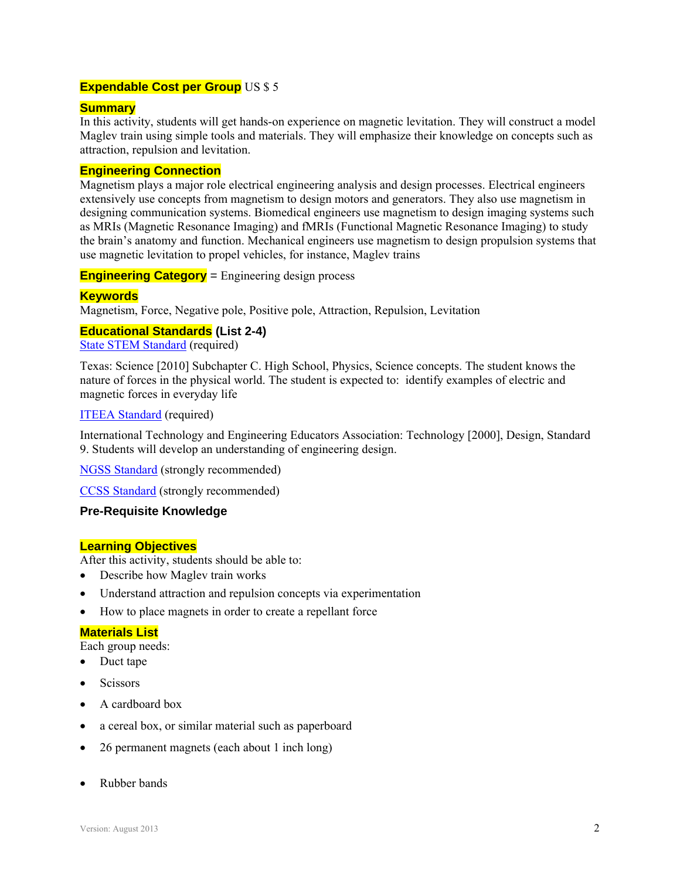**Expendable Cost per Group** US $ 5

## Summary

In this activity, students will get hands-on experience on magnetic levitation. They will construct a model Maglev train using simple tools and materials. They will emphasize their knowledge on concepts such as attraction, repulsion and levitation.

## Engineering Connection

Magnetism plays a major role electrical engineering analysis and design processes. Electrical engineers extensively use concepts from magnetism to design motors and generators. They also use magnetism in designing communication systems. Biomedical engineers use magnetism to design imaging systems such as MRIs (Magnetic Resonance Imaging) and fMRIs (Functional Magnetic Resonance Imaging) to study the brain's anatomy and function. Mechanical engineers use magnetism to design propulsion systems that use magnetic levitation to propel vehicles, for instance, Maglev trains

**Engineering Category** = Engineering design process

## Keywords

Magnetism, Force, Negative pole, Positive pole, Attraction, Repulsion, Levitation

## Educational Standards (List 2-4)

State STEM Standard (required)

Texas: Science [2010] Subchapter C. High School, Physics, Science concepts. The student knows the nature of forces in the physical world. The student is expected to: identify examples of electric and magnetic forces in everyday life

ITEEA Standard (required)

International Technology and Engineering Educators Association: Technology [2000], Design, Standard 9. Students will develop an understanding of engineering design.

NGSS Standard (strongly recommended)

CCSS Standard (strongly recommended)

## Pre-Requisite Knowledge

## Learning Objectives

After this activity, students should be able to:

- Describe how Maglev train works
- Understand attraction and repulsion concepts via experimentation
- How to place magnets in order to create a repellant force

## Materials List

Each group needs:

- Duct tape
- Scissors
- A cardboard box
- a cereal box, or similar material such as paperboard
- 26 permanent magnets (each about 1 inch long)
- Rubber bands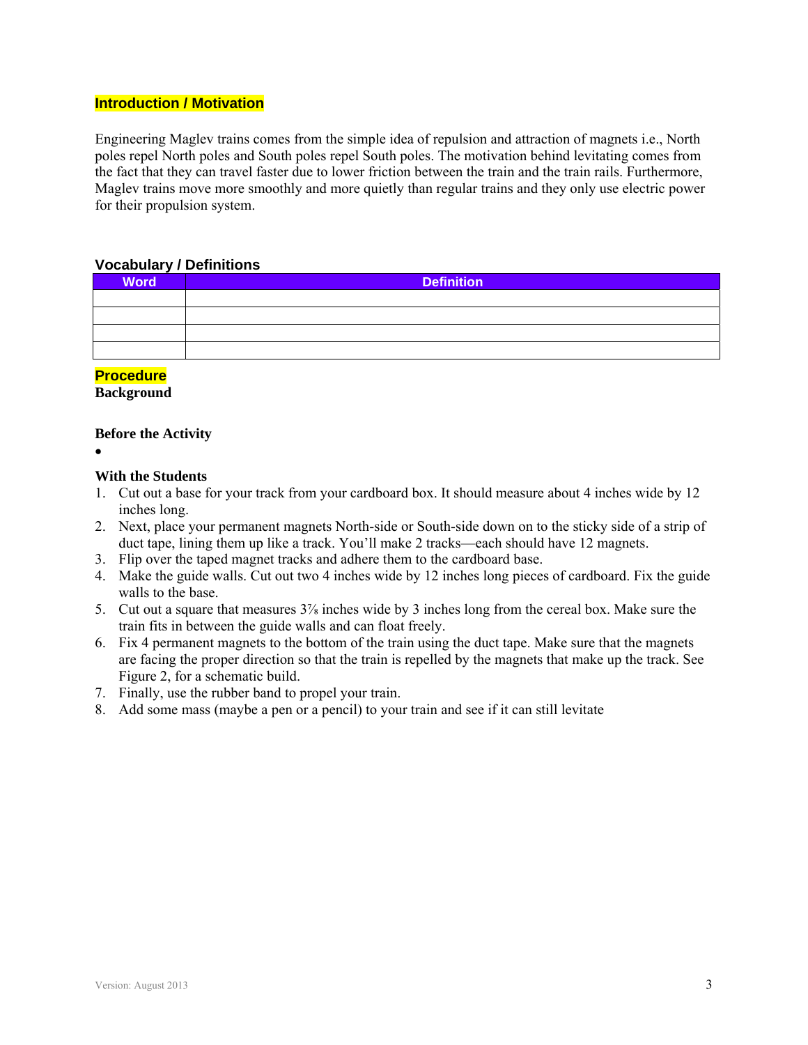## Introduction / Motivation

Engineering Maglev trains comes from the simple idea of repulsion and attraction of magnets i.e., North poles repel North poles and South poles repel South poles. The motivation behind levitating comes from the fact that they can travel faster due to lower friction between the train and the train rails. Furthermore, Maglev trains move more smoothly and more quietly than regular trains and they only use electric power for their propulsion system.

## Vocabulary / Definitions

| Word | Definition |
|---|---|
| | |
| | |
| | |
| | |

## Procedure

**Background**

**Before the Activity**

- 

**With the Students**

1. Cut out a base for your track from your cardboard box. It should measure about 4 inches wide by 12 inches long.
2. Next, place your permanent magnets North-side or South-side down on to the sticky side of a strip of duct tape, lining them up like a track. You'll make 2 tracks—each should have 12 magnets.
3. Flip over the taped magnet tracks and adhere them to the cardboard base.
4. Make the guide walls. Cut out two 4 inches wide by 12 inches long pieces of cardboard. Fix the guide walls to the base.
5. Cut out a square that measures 3⅞ inches wide by 3 inches long from the cereal box. Make sure the train fits in between the guide walls and can float freely.
6. Fix 4 permanent magnets to the bottom of the train using the duct tape. Make sure that the magnets are facing the proper direction so that the train is repelled by the magnets that make up the track. See Figure 2, for a schematic build.
7. Finally, use the rubber band to propel your train.
8. Add some mass (maybe a pen or a pencil) to your train and see if it can still levitate

Version: August 2013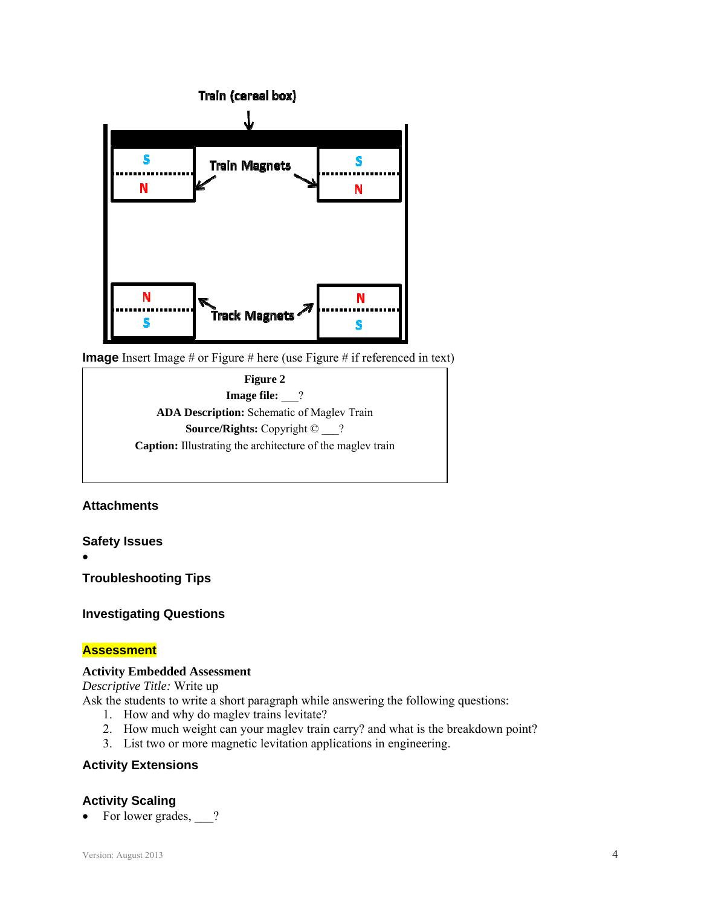Train (cereal box)

Train Magnets

Track Magnets

**Image** Insert Image # or Figure # here (use Figure # if referenced in text)

| **Figure 2**<br>**Image file:** ___?<br>**ADA Description:** Schematic of Maglev Train<br>**Source/Rights:** Copyright © ___?<br>**Caption:** Illustrating the architecture of the maglev train |
|---|

## Attachments

## Safety Issues

- 

## Troubleshooting Tips

## Investigating Questions

## Assessment

**Activity Embedded Assessment**

*Descriptive Title:* Write up

Ask the students to write a short paragraph while answering the following questions:

1. How and why do maglev trains levitate?
2. How much weight can your maglev train carry? and what is the breakdown point?
3. List two or more magnetic levitation applications in engineering.

## Activity Extensions

## Activity Scaling

- For lower grades, ___?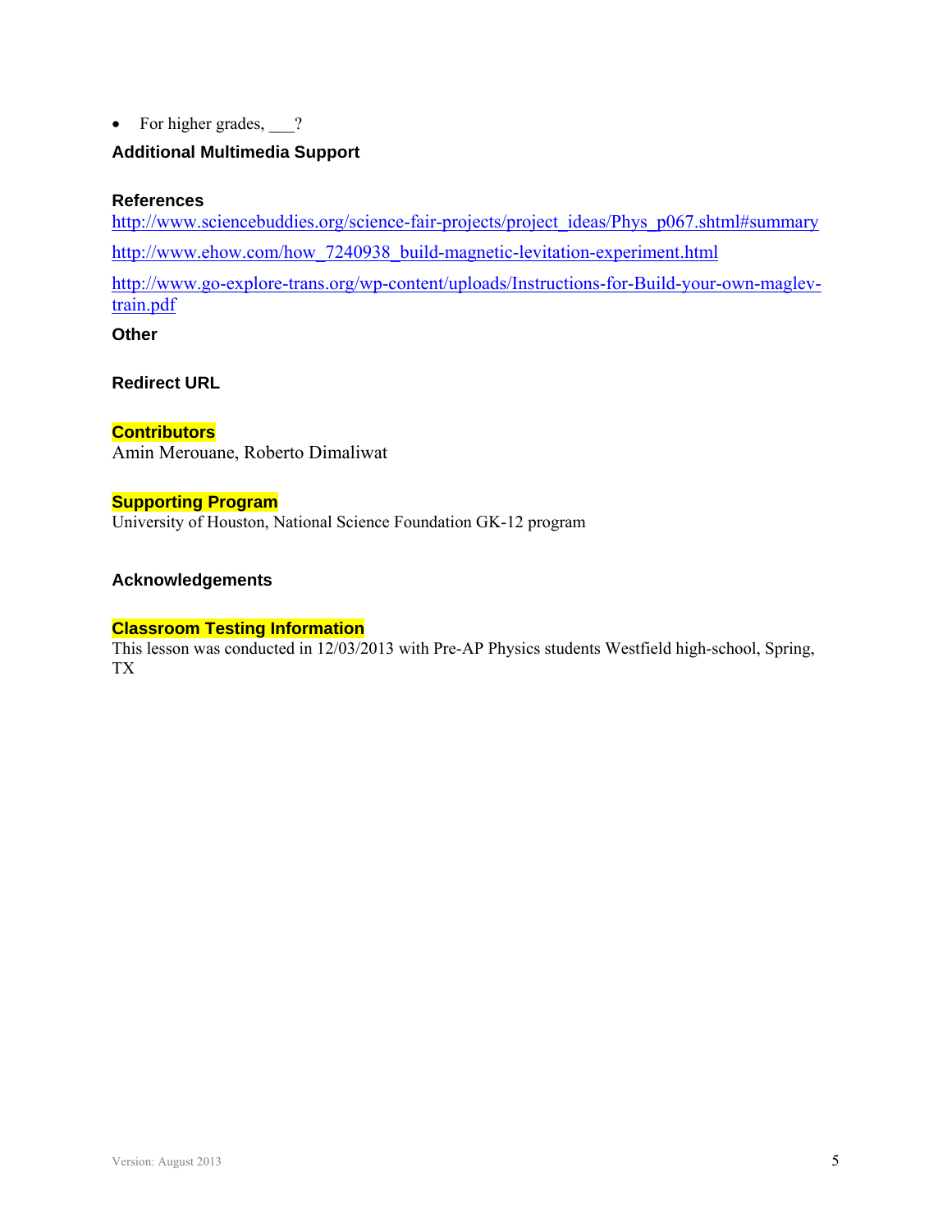- For higher grades, ___?

### Additional Multimedia Support

### References

http://www.sciencebuddies.org/science-fair-projects/project_ideas/Phys_p067.shtml#summary

http://www.ehow.com/how_7240938_build-magnetic-levitation-experiment.html

http://www.go-explore-trans.org/wp-content/uploads/Instructions-for-Build-your-own-maglev-train.pdf

### Other

### Redirect URL

### Contributors

Amin Merouane, Roberto Dimaliwat

### Supporting Program

University of Houston, National Science Foundation GK-12 program

### Acknowledgements

### Classroom Testing Information

This lesson was conducted in 12/03/2013 with Pre-AP Physics students Westfield high-school, Spring, TX